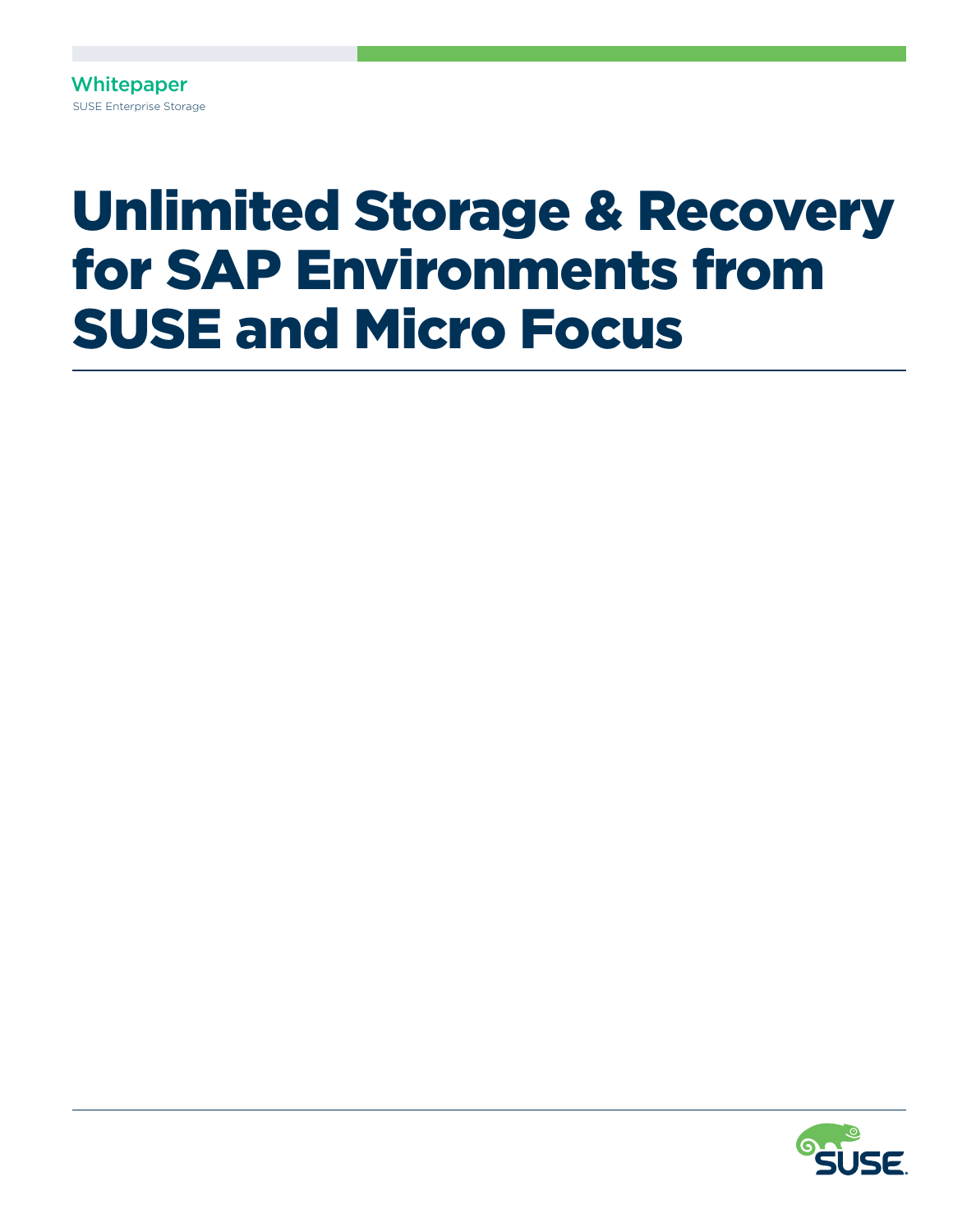Whitepaper

SUSE Enterprise Storage

# Unlimited Storage & Recovery for SAP Environments from SUSE and Micro Focus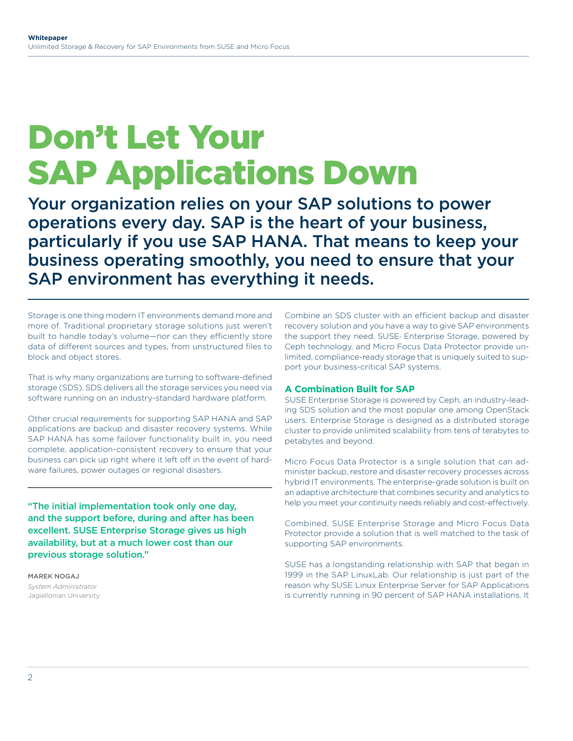# Don't Let Your SAP Applications Down

## Your organization relies on your SAP solutions to power operations every day. SAP is the heart of your business, particularly if you use SAP HANA. That means to keep your business operating smoothly, you need to ensure that your SAP environment has everything it needs.

Storage is one thing modern IT environments demand more and more of. Traditional proprietary storage solutions just weren't built to handle today's volume—nor can they efficiently store data of different sources and types, from unstructured files to block and object stores.

That is why many organizations are turning to software-defined storage (SDS). SDS delivers all the storage services you need via software running on an industry-standard hardware platform.

Other crucial requirements for supporting SAP HANA and SAP applications are backup and disaster recovery systems. While SAP HANA has some failover functionality built in, you need complete, application-consistent recovery to ensure that your business can pick up right where it left off in the event of hardware failures, power outages or regional disasters.

> **"The initial implementation took only one day, and the support before, during and after has been excellent. SUSE Enterprise Storage gives us high availability, but at a much lower cost than our previous storage solution."**
>
> MAREK NOGAJ
> *System Administrator*
> Jagiellonian University

Combine an SDS cluster with an efficient backup and disaster recovery solution and you have a way to give SAP environments the support they need. SUSE® Enterprise Storage, powered by Ceph technology, and Micro Focus Data Protector provide unlimited, compliance-ready storage that is uniquely suited to support your business-critical SAP systems.

### A Combination Built for SAP

SUSE Enterprise Storage is powered by Ceph, an industry-leading SDS solution and the most popular one among OpenStack users. Enterprise Storage is designed as a distributed storage cluster to provide unlimited scalability from tens of terabytes to petabytes and beyond.

Micro Focus Data Protector is a single solution that can administer backup, restore and disaster recovery processes across hybrid IT environments. The enterprise-grade solution is built on an adaptive architecture that combines security and analytics to help you meet your continuity needs reliably and cost-effectively.

Combined, SUSE Enterprise Storage and Micro Focus Data Protector provide a solution that is well matched to the task of supporting SAP environments.

SUSE has a longstanding relationship with SAP that began in 1999 in the SAP LinuxLab. Our relationship is just part of the reason why SUSE Linux Enterprise Server for SAP Applications is currently running in 90 percent of SAP HANA installations. It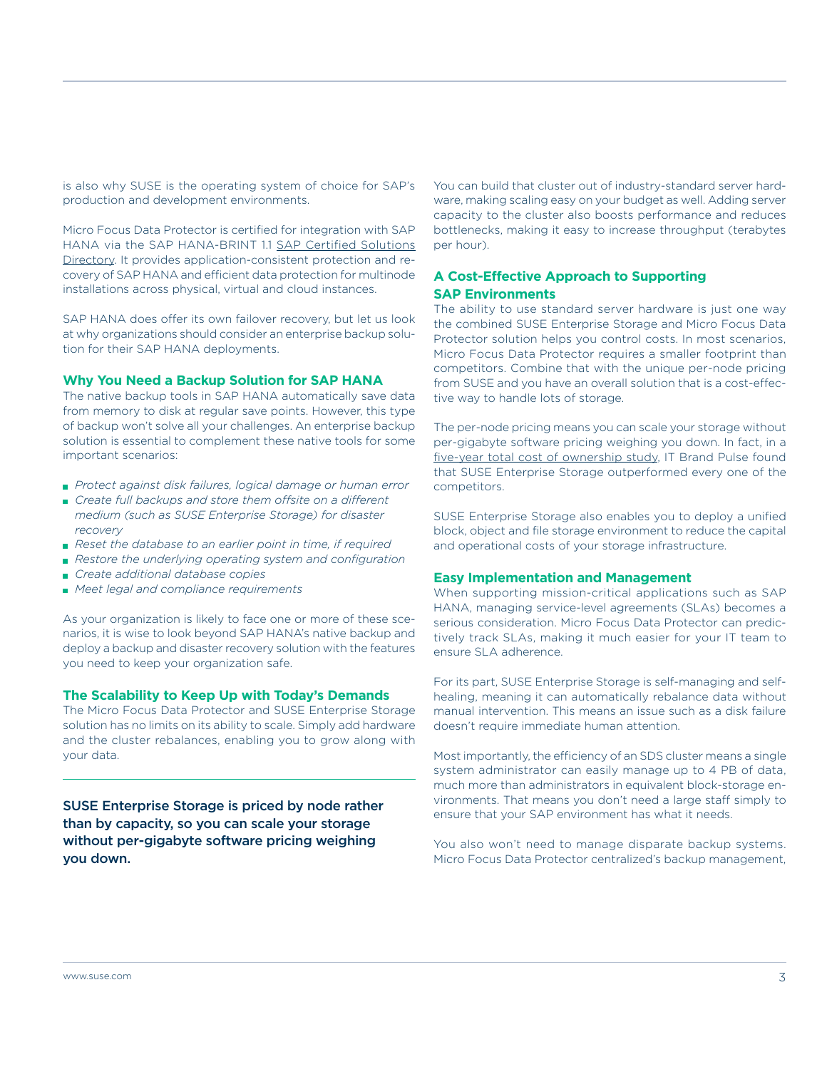is also why SUSE is the operating system of choice for SAP's production and development environments.

Micro Focus Data Protector is certified for integration with SAP HANA via the SAP HANA-BRINT 1.1 SAP Certified Solutions Directory. It provides application-consistent protection and recovery of SAP HANA and efficient data protection for multinode installations across physical, virtual and cloud instances.

SAP HANA does offer its own failover recovery, but let us look at why organizations should consider an enterprise backup solution for their SAP HANA deployments.

### Why You Need a Backup Solution for SAP HANA

The native backup tools in SAP HANA automatically save data from memory to disk at regular save points. However, this type of backup won't solve all your challenges. An enterprise backup solution is essential to complement these native tools for some important scenarios:

- *Protect against disk failures, logical damage or human error*
- *Create full backups and store them offsite on a different medium (such as SUSE Enterprise Storage) for disaster recovery*
- *Reset the database to an earlier point in time, if required*
- *Restore the underlying operating system and configuration*
- *Create additional database copies*
- *Meet legal and compliance requirements*

As your organization is likely to face one or more of these scenarios, it is wise to look beyond SAP HANA's native backup and deploy a backup and disaster recovery solution with the features you need to keep your organization safe.

### The Scalability to Keep Up with Today's Demands

The Micro Focus Data Protector and SUSE Enterprise Storage solution has no limits on its ability to scale. Simply add hardware and the cluster rebalances, enabling you to grow along with your data.

**SUSE Enterprise Storage is priced by node rather than by capacity, so you can scale your storage without per-gigabyte software pricing weighing you down.**

You can build that cluster out of industry-standard server hardware, making scaling easy on your budget as well. Adding server capacity to the cluster also boosts performance and reduces bottlenecks, making it easy to increase throughput (terabytes per hour).

### A Cost-Effective Approach to Supporting SAP Environments

The ability to use standard server hardware is just one way the combined SUSE Enterprise Storage and Micro Focus Data Protector solution helps you control costs. In most scenarios, Micro Focus Data Protector requires a smaller footprint than competitors. Combine that with the unique per-node pricing from SUSE and you have an overall solution that is a cost-effective way to handle lots of storage.

The per-node pricing means you can scale your storage without per-gigabyte software pricing weighing you down. In fact, in a five-year total cost of ownership study, IT Brand Pulse found that SUSE Enterprise Storage outperformed every one of the competitors.

SUSE Enterprise Storage also enables you to deploy a unified block, object and file storage environment to reduce the capital and operational costs of your storage infrastructure.

### Easy Implementation and Management

When supporting mission-critical applications such as SAP HANA, managing service-level agreements (SLAs) becomes a serious consideration. Micro Focus Data Protector can predictively track SLAs, making it much easier for your IT team to ensure SLA adherence.

For its part, SUSE Enterprise Storage is self-managing and self-healing, meaning it can automatically rebalance data without manual intervention. This means an issue such as a disk failure doesn't require immediate human attention.

Most importantly, the efficiency of an SDS cluster means a single system administrator can easily manage up to 4 PB of data, much more than administrators in equivalent block-storage environments. That means you don't need a large staff simply to ensure that your SAP environment has what it needs.

You also won't need to manage disparate backup systems. Micro Focus Data Protector centralized's backup management,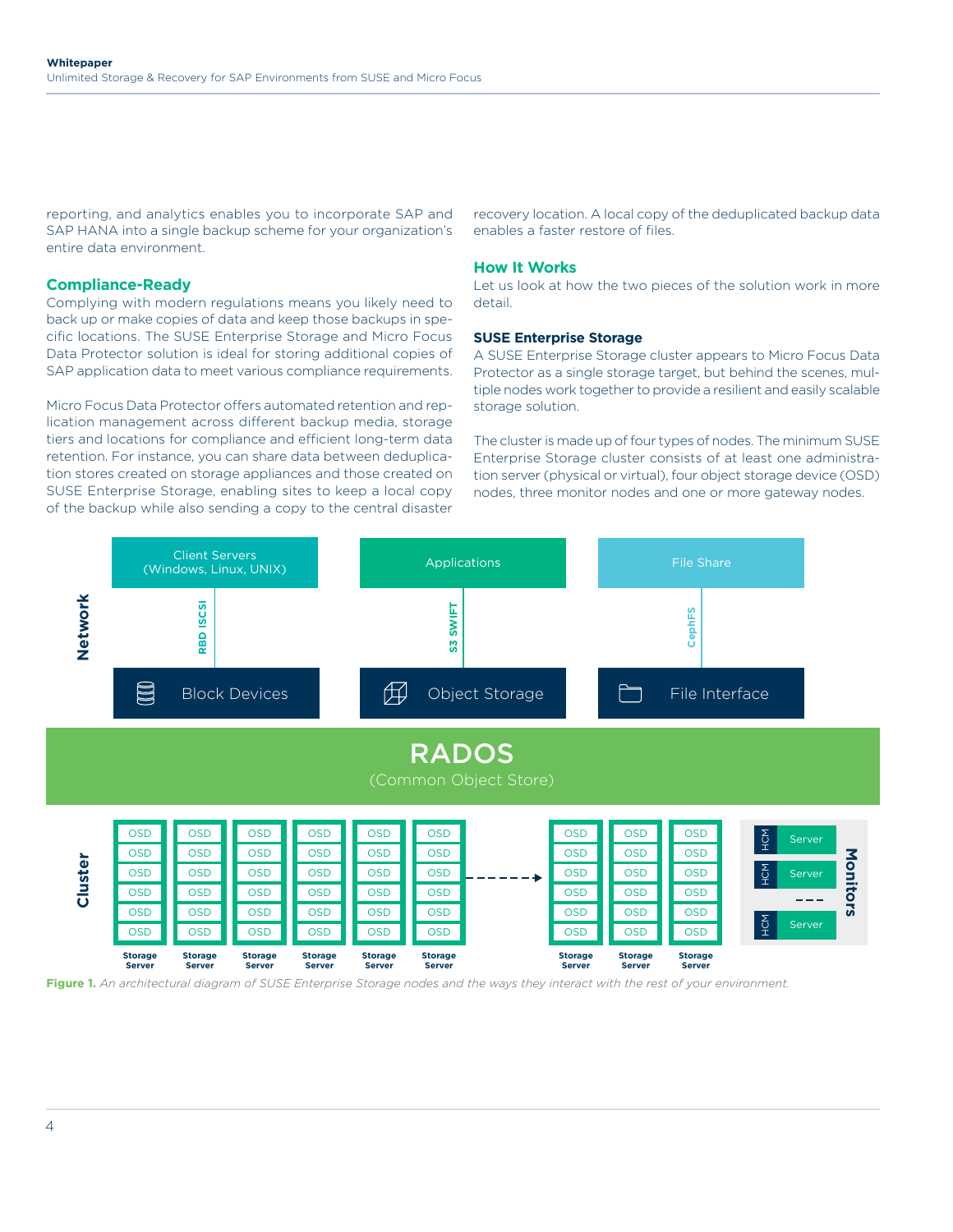reporting, and analytics enables you to incorporate SAP and SAP HANA into a single backup scheme for your organization's entire data environment.

## Compliance-Ready

Complying with modern regulations means you likely need to back up or make copies of data and keep those backups in specific locations. The SUSE Enterprise Storage and Micro Focus Data Protector solution is ideal for storing additional copies of SAP application data to meet various compliance requirements.

Micro Focus Data Protector offers automated retention and replication management across different backup media, storage tiers and locations for compliance and efficient long-term data retention. For instance, you can share data between deduplication stores created on storage appliances and those created on SUSE Enterprise Storage, enabling sites to keep a local copy of the backup while also sending a copy to the central disaster recovery location. A local copy of the deduplicated backup data enables a faster restore of files.

## How It Works

Let us look at how the two pieces of the solution work in more detail.

### SUSE Enterprise Storage

A SUSE Enterprise Storage cluster appears to Micro Focus Data Protector as a single storage target, but behind the scenes, multiple nodes work together to provide a resilient and easily scalable storage solution.

The cluster is made up of four types of nodes. The minimum SUSE Enterprise Storage cluster consists of at least one administration server (physical or virtual), four object storage device (OSD) nodes, three monitor nodes and one or more gateway nodes.

**Figure 1.** *An architectural diagram of SUSE Enterprise Storage nodes and the ways they interact with the rest of your environment.*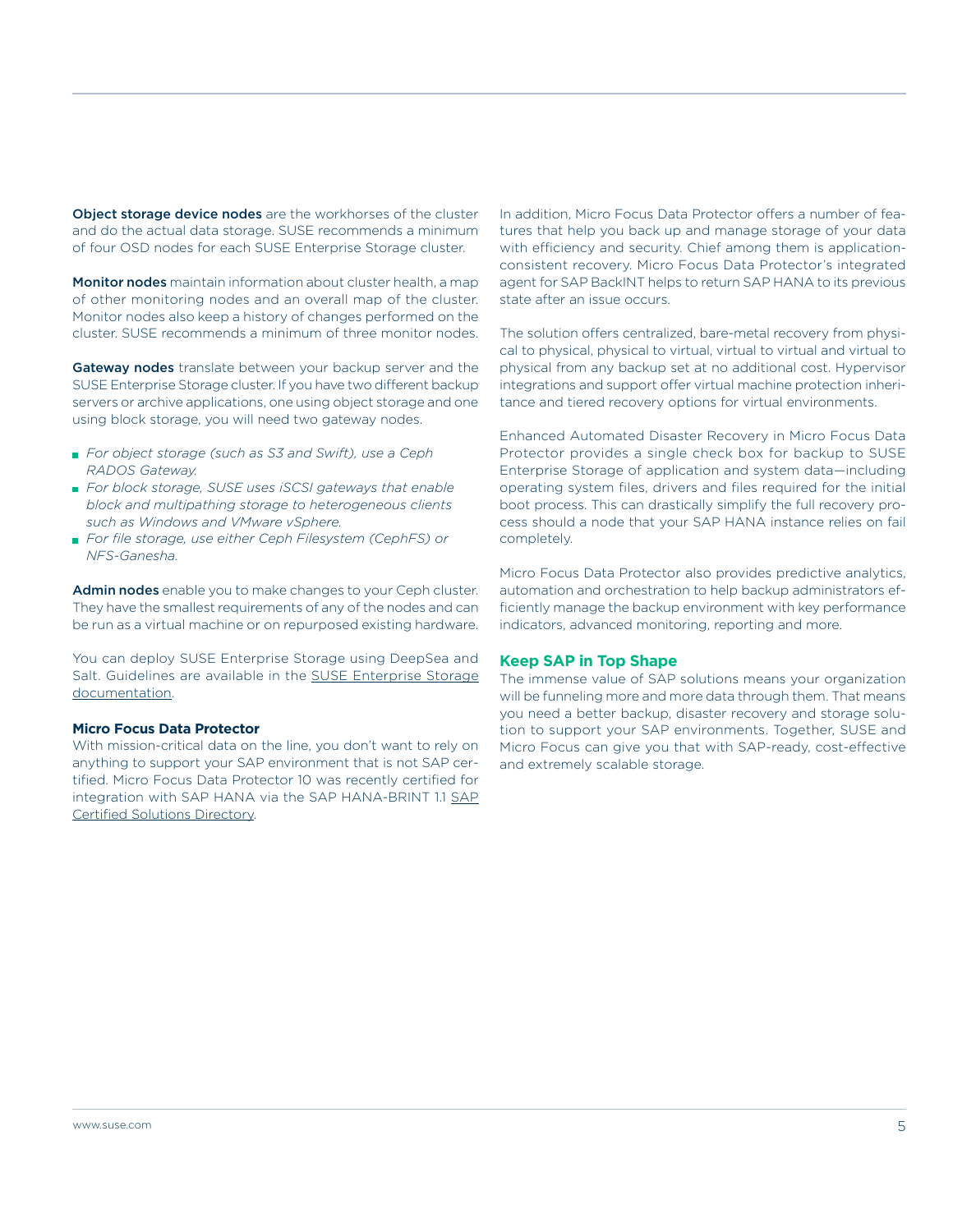**Object storage device nodes** are the workhorses of the cluster and do the actual data storage. SUSE recommends a minimum of four OSD nodes for each SUSE Enterprise Storage cluster.

**Monitor nodes** maintain information about cluster health, a map of other monitoring nodes and an overall map of the cluster. Monitor nodes also keep a history of changes performed on the cluster. SUSE recommends a minimum of three monitor nodes.

**Gateway nodes** translate between your backup server and the SUSE Enterprise Storage cluster. If you have two different backup servers or archive applications, one using object storage and one using block storage, you will need two gateway nodes.

- *For object storage (such as S3 and Swift), use a Ceph RADOS Gateway.*
- *For block storage, SUSE uses iSCSI gateways that enable block and multipathing storage to heterogeneous clients such as Windows and VMware vSphere.*
- *For file storage, use either Ceph Filesystem (CephFS) or NFS-Ganesha.*

**Admin nodes** enable you to make changes to your Ceph cluster. They have the smallest requirements of any of the nodes and can be run as a virtual machine or on repurposed existing hardware.

You can deploy SUSE Enterprise Storage using DeepSea and Salt. Guidelines are available in the SUSE Enterprise Storage documentation.

### Micro Focus Data Protector

With mission-critical data on the line, you don't want to rely on anything to support your SAP environment that is not SAP certified. Micro Focus Data Protector 10 was recently certified for integration with SAP HANA via the SAP HANA-BRINT 1.1 SAP Certified Solutions Directory.

In addition, Micro Focus Data Protector offers a number of features that help you back up and manage storage of your data with efficiency and security. Chief among them is application-consistent recovery. Micro Focus Data Protector's integrated agent for SAP BackINT helps to return SAP HANA to its previous state after an issue occurs.

The solution offers centralized, bare-metal recovery from physical to physical, physical to virtual, virtual to virtual and virtual to physical from any backup set at no additional cost. Hypervisor integrations and support offer virtual machine protection inheritance and tiered recovery options for virtual environments.

Enhanced Automated Disaster Recovery in Micro Focus Data Protector provides a single check box for backup to SUSE Enterprise Storage of application and system data—including operating system files, drivers and files required for the initial boot process. This can drastically simplify the full recovery process should a node that your SAP HANA instance relies on fail completely.

Micro Focus Data Protector also provides predictive analytics, automation and orchestration to help backup administrators efficiently manage the backup environment with key performance indicators, advanced monitoring, reporting and more.

## Keep SAP in Top Shape

The immense value of SAP solutions means your organization will be funneling more and more data through them. That means you need a better backup, disaster recovery and storage solution to support your SAP environments. Together, SUSE and Micro Focus can give you that with SAP-ready, cost-effective and extremely scalable storage.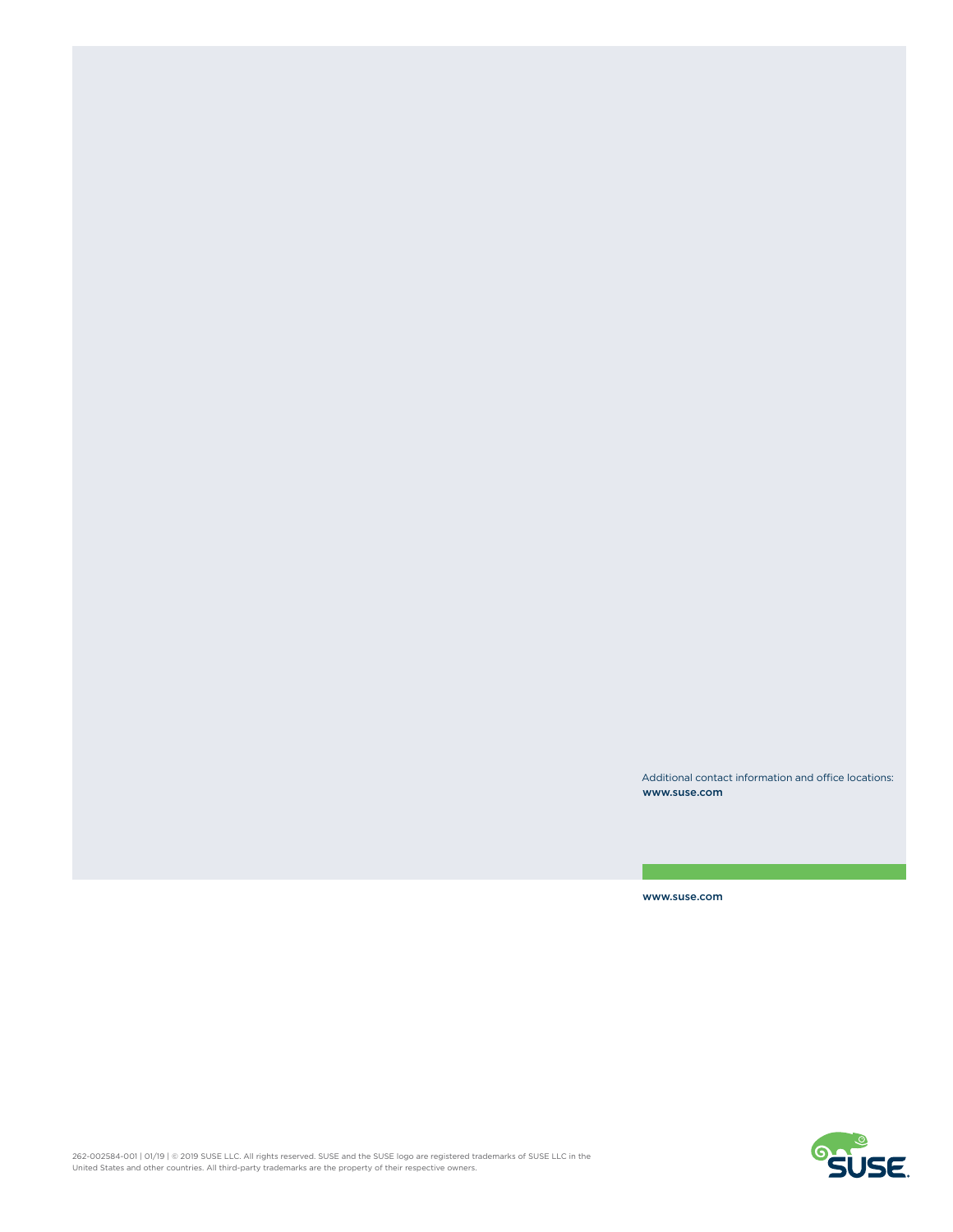Additional contact information and office locations:
**www.suse.com**

**www.suse.com**

262-002584-001 | 01/19 | © 2019 SUSE LLC. All rights reserved. SUSE and the SUSE logo are registered trademarks of SUSE LLC in the United States and other countries. All third-party trademarks are the property of their respective owners.